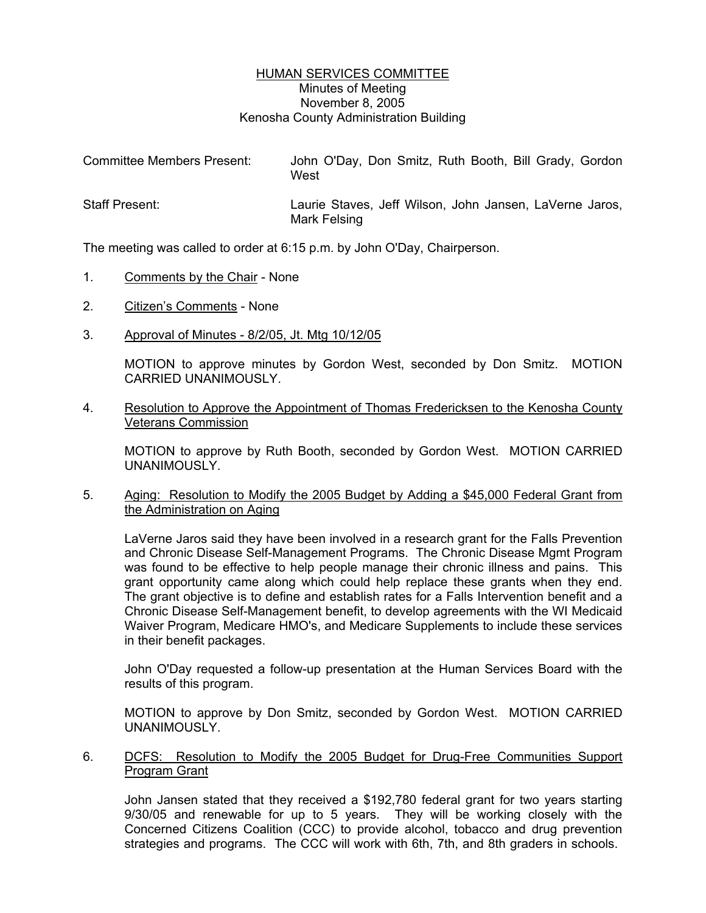# HUMAN SERVICES COMMITTEE

Minutes of Meeting
November 8, 2005
Kenosha County Administration Building

Committee Members Present: John O'Day, Don Smitz, Ruth Booth, Bill Grady, Gordon West

Staff Present: Laurie Staves, Jeff Wilson, John Jansen, LaVerne Jaros, Mark Felsing

The meeting was called to order at 6:15 p.m. by John O'Day, Chairperson.

1. Comments by the Chair - None

2. Citizen's Comments - None

3. Approval of Minutes - 8/2/05, Jt. Mtg 10/12/05

   MOTION to approve minutes by Gordon West, seconded by Don Smitz. MOTION CARRIED UNANIMOUSLY.

4. Resolution to Approve the Appointment of Thomas Fredericksen to the Kenosha County Veterans Commission

   MOTION to approve by Ruth Booth, seconded by Gordon West. MOTION CARRIED UNANIMOUSLY.

5. Aging: Resolution to Modify the 2005 Budget by Adding a $45,000 Federal Grant from the Administration on Aging

   LaVerne Jaros said they have been involved in a research grant for the Falls Prevention and Chronic Disease Self-Management Programs. The Chronic Disease Mgmt Program was found to be effective to help people manage their chronic illness and pains. This grant opportunity came along which could help replace these grants when they end. The grant objective is to define and establish rates for a Falls Intervention benefit and a Chronic Disease Self-Management benefit, to develop agreements with the WI Medicaid Waiver Program, Medicare HMO's, and Medicare Supplements to include these services in their benefit packages.

   John O'Day requested a follow-up presentation at the Human Services Board with the results of this program.

   MOTION to approve by Don Smitz, seconded by Gordon West. MOTION CARRIED UNANIMOUSLY.

6. DCFS: Resolution to Modify the 2005 Budget for Drug-Free Communities Support Program Grant

   John Jansen stated that they received a $192,780 federal grant for two years starting 9/30/05 and renewable for up to 5 years. They will be working closely with the Concerned Citizens Coalition (CCC) to provide alcohol, tobacco and drug prevention strategies and programs. The CCC will work with 6th, 7th, and 8th graders in schools.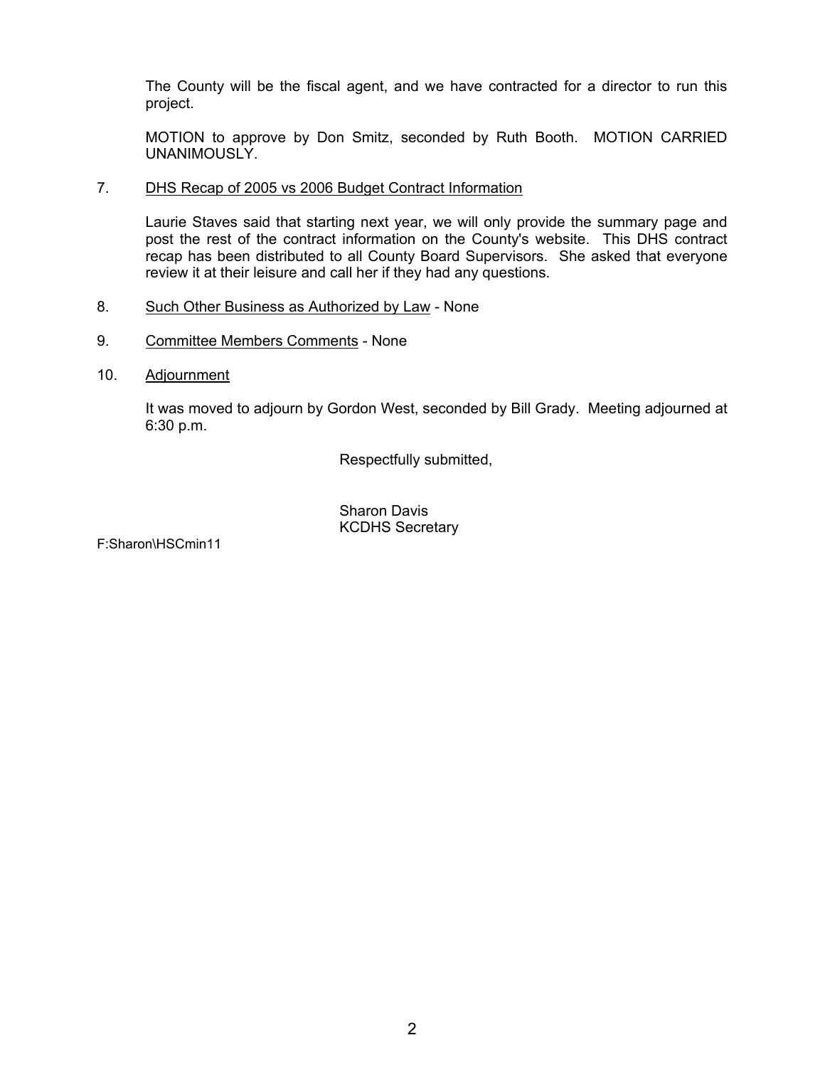The County will be the fiscal agent, and we have contracted for a director to run this project.

MOTION to approve by Don Smitz, seconded by Ruth Booth. MOTION CARRIED UNANIMOUSLY.

7. DHS Recap of 2005 vs 2006 Budget Contract Information

   Laurie Staves said that starting next year, we will only provide the summary page and post the rest of the contract information on the County's website. This DHS contract recap has been distributed to all County Board Supervisors. She asked that everyone review it at their leisure and call her if they had any questions.

8. Such Other Business as Authorized by Law - None

9. Committee Members Comments - None

10. Adjournment

    It was moved to adjourn by Gordon West, seconded by Bill Grady. Meeting adjourned at 6:30 p.m.

Respectfully submitted,

Sharon Davis
KCDHS Secretary

F:Sharon\HSCmin11